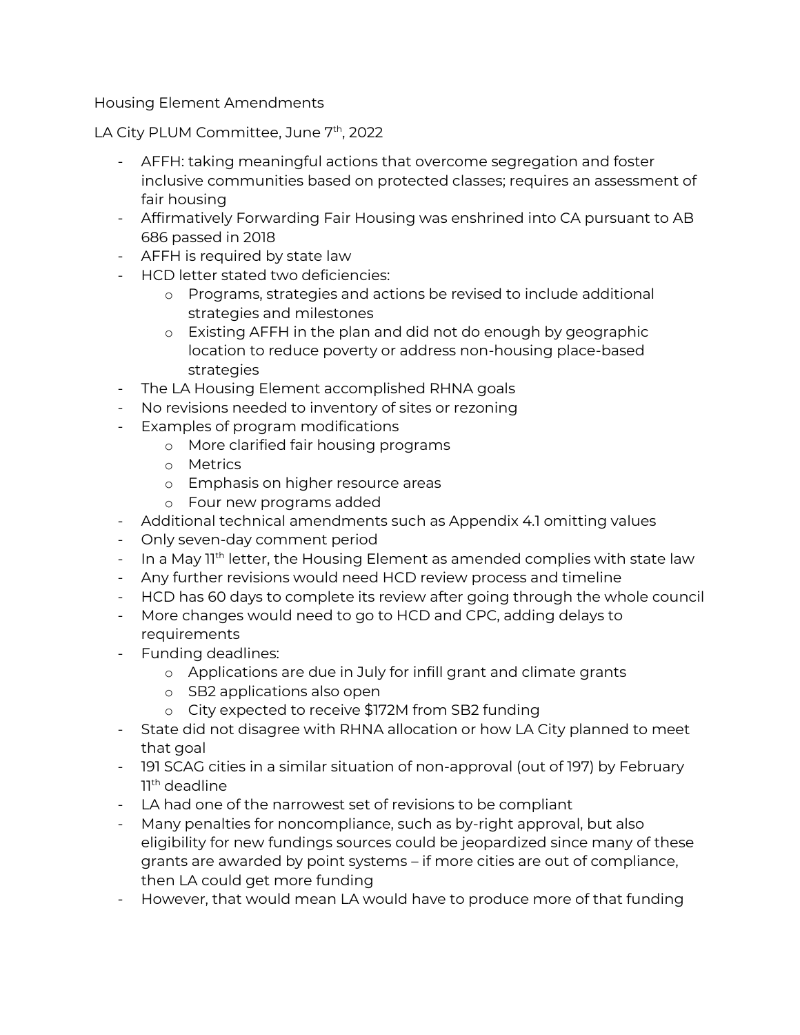Housing Element Amendments

LA City PLUM Committee, June 7th, 2022

- AFFH: taking meaningful actions that overcome segregation and foster inclusive communities based on protected classes; requires an assessment of fair housing
- Affirmatively Forwarding Fair Housing was enshrined into CA pursuant to AB 686 passed in 2018
- AFFH is required by state law
- HCD letter stated two deficiencies:
  - Programs, strategies and actions be revised to include additional strategies and milestones
  - Existing AFFH in the plan and did not do enough by geographic location to reduce poverty or address non-housing place-based strategies
- The LA Housing Element accomplished RHNA goals
- No revisions needed to inventory of sites or rezoning
- Examples of program modifications
  - More clarified fair housing programs
  - Metrics
  - Emphasis on higher resource areas
  - Four new programs added
- Additional technical amendments such as Appendix 4.1 omitting values
- Only seven-day comment period
- In a May 11th letter, the Housing Element as amended complies with state law
- Any further revisions would need HCD review process and timeline
- HCD has 60 days to complete its review after going through the whole council
- More changes would need to go to HCD and CPC, adding delays to requirements
- Funding deadlines:
  - Applications are due in July for infill grant and climate grants
  - SB2 applications also open
  - City expected to receive $172M from SB2 funding
- State did not disagree with RHNA allocation or how LA City planned to meet that goal
- 191 SCAG cities in a similar situation of non-approval (out of 197) by February 11th deadline
- LA had one of the narrowest set of revisions to be compliant
- Many penalties for noncompliance, such as by-right approval, but also eligibility for new fundings sources could be jeopardized since many of these grants are awarded by point systems – if more cities are out of compliance, then LA could get more funding
- However, that would mean LA would have to produce more of that funding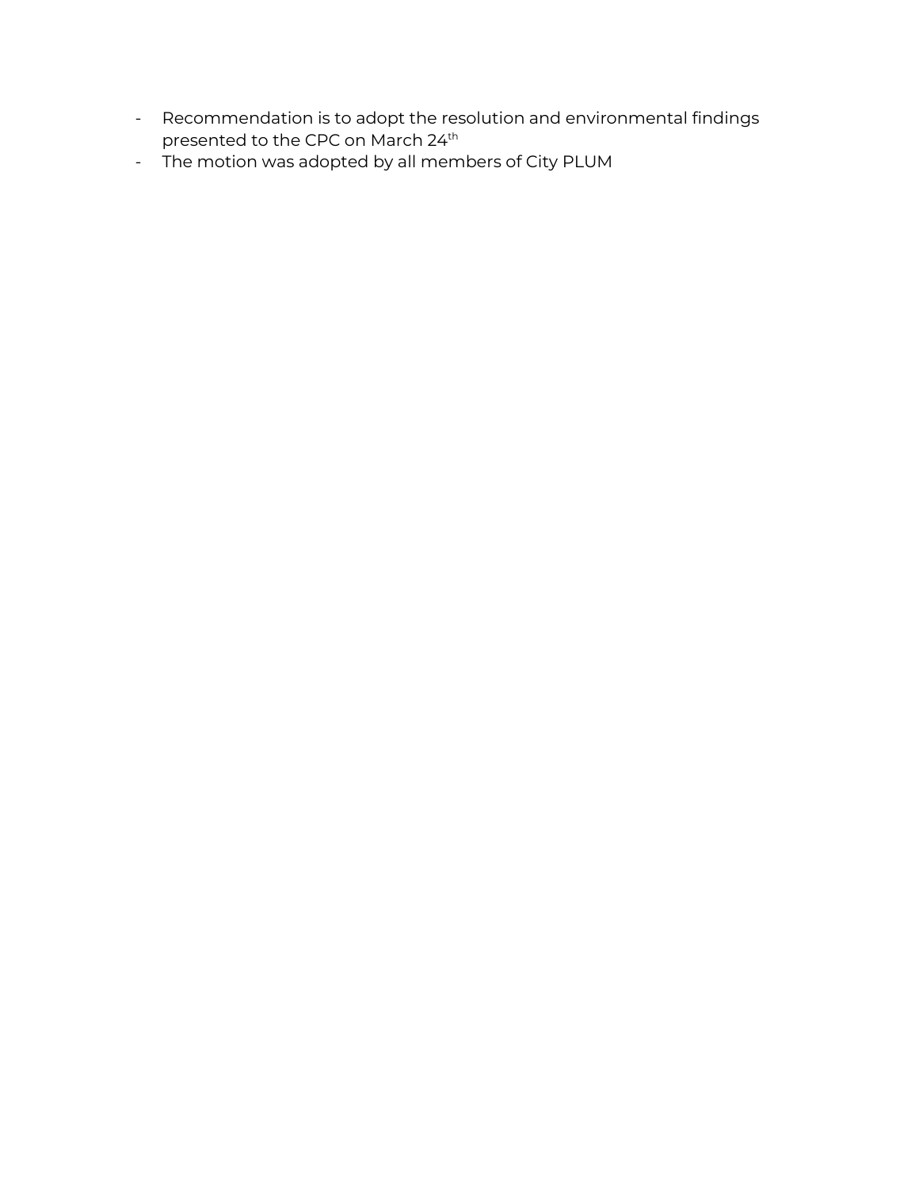- Recommendation is to adopt the resolution and environmental findings presented to the CPC on March 24th
- The motion was adopted by all members of City PLUM